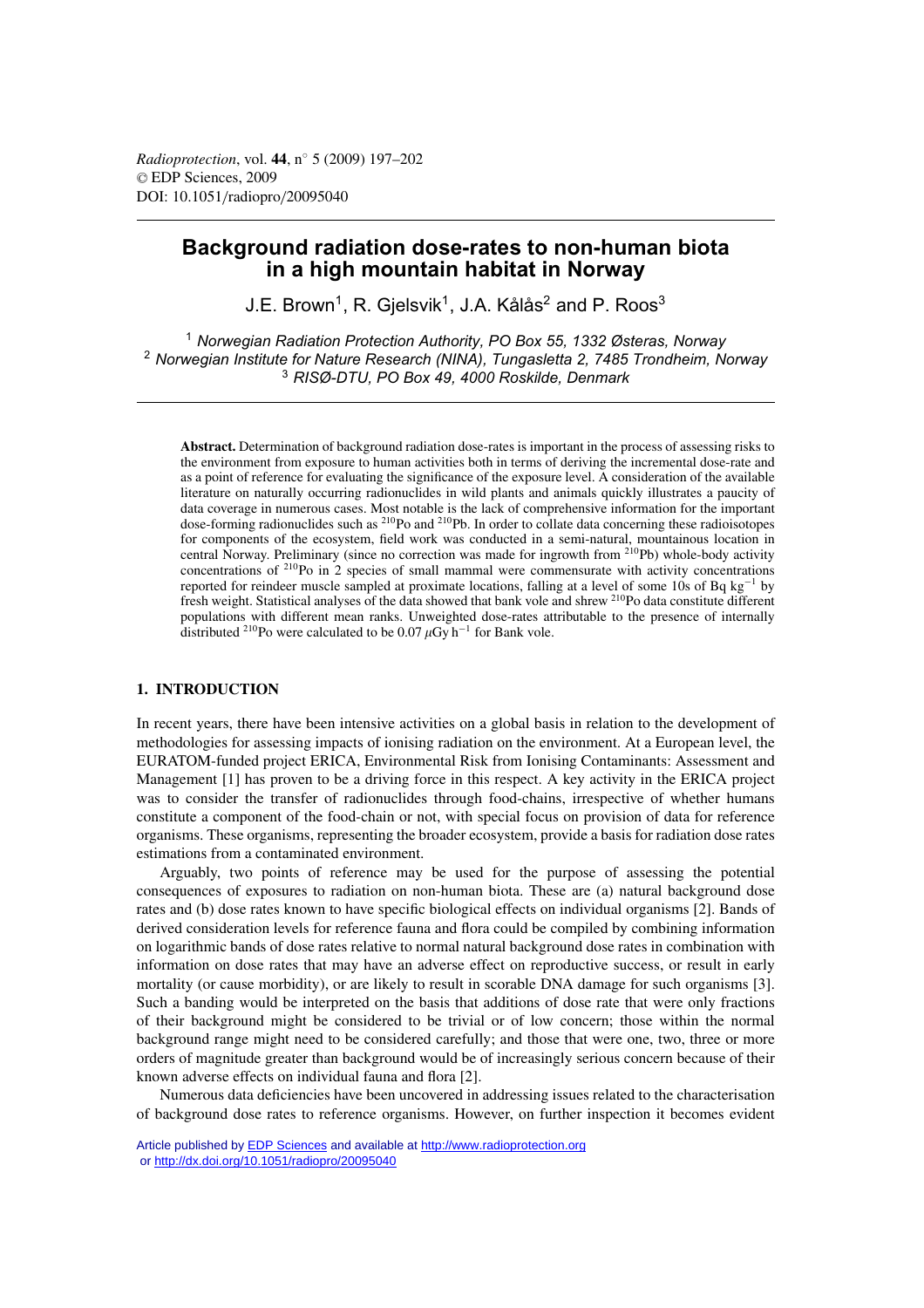# Background radiation dose-rates to non-human biota in a high mountain habitat in Norway

J.E. Brown[1], R. Gjelsvik[1], J.A. Kålås[2] and P. Roos[3]

[1] *Norwegian Radiation Protection Authority, PO Box 55, 1332 Østeras, Norway*
[2] *Norwegian Institute for Nature Research (NINA), Tungasletta 2, 7485 Trondheim, Norway*
[3] *RISØ-DTU, PO Box 49, 4000 Roskilde, Denmark*

**Abstract.** Determination of background radiation dose-rates is important in the process of assessing risks to the environment from exposure to human activities both in terms of deriving the incremental dose-rate and as a point of reference for evaluating the significance of the exposure level. A consideration of the available literature on naturally occurring radionuclides in wild plants and animals quickly illustrates a paucity of data coverage in numerous cases. Most notable is the lack of comprehensive information for the important dose-forming radionuclides such as $^{210}$Po and $^{210}$Pb. In order to collate data concerning these radioisotopes for components of the ecosystem, field work was conducted in a semi-natural, mountainous location in central Norway. Preliminary (since no correction was made for ingrowth from $^{210}$Pb) whole-body activity concentrations of $^{210}$Po in 2 species of small mammal were commensurate with activity concentrations reported for reindeer muscle sampled at proximate locations, falling at a level of some 10s of Bq kg$^{-1}$ by fresh weight. Statistical analyses of the data showed that bank vole and shrew $^{210}$Po data constitute different populations with different mean ranks. Unweighted dose-rates attributable to the presence of internally distributed $^{210}$Po were calculated to be 0.07 $\mu$Gy h$^{-1}$ for Bank vole.

## 1. INTRODUCTION

In recent years, there have been intensive activities on a global basis in relation to the development of methodologies for assessing impacts of ionising radiation on the environment. At a European level, the EURATOM-funded project ERICA, Environmental Risk from Ionising Contaminants: Assessment and Management [1] has proven to be a driving force in this respect. A key activity in the ERICA project was to consider the transfer of radionuclides through food-chains, irrespective of whether humans constitute a component of the food-chain or not, with special focus on provision of data for reference organisms. These organisms, representing the broader ecosystem, provide a basis for radiation dose rates estimations from a contaminated environment.

Arguably, two points of reference may be used for the purpose of assessing the potential consequences of exposures to radiation on non-human biota. These are (a) natural background dose rates and (b) dose rates known to have specific biological effects on individual organisms [2]. Bands of derived consideration levels for reference fauna and flora could be compiled by combining information on logarithmic bands of dose rates relative to normal natural background dose rates in combination with information on dose rates that may have an adverse effect on reproductive success, or result in early mortality (or cause morbidity), or are likely to result in scorable DNA damage for such organisms [3]. Such a banding would be interpreted on the basis that additions of dose rate that were only fractions of their background might be considered to be trivial or of low concern; those within the normal background range might need to be considered carefully; and those that were one, two, three or more orders of magnitude greater than background would be of increasingly serious concern because of their known adverse effects on individual fauna and flora [2].

Numerous data deficiencies have been uncovered in addressing issues related to the characterisation of background dose rates to reference organisms. However, on further inspection it becomes evident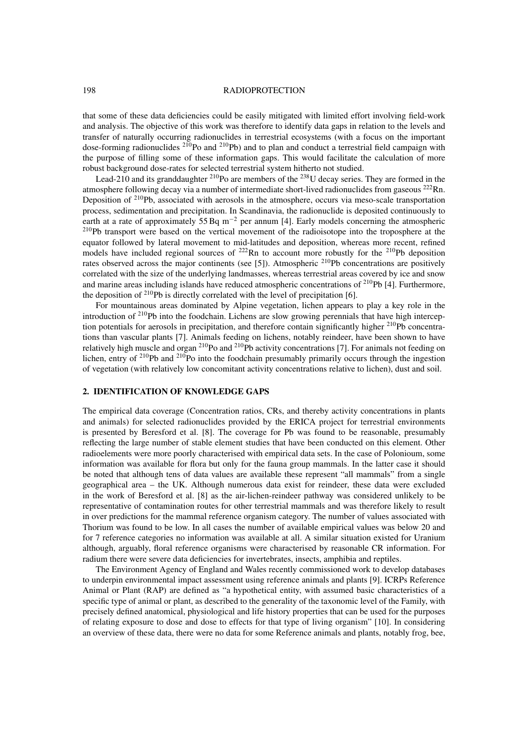that some of these data deficiencies could be easily mitigated with limited effort involving field-work and analysis. The objective of this work was therefore to identify data gaps in relation to the levels and transfer of naturally occurring radionuclides in terrestrial ecosystems (with a focus on the important dose-forming radionuclides $^{210}$Po and $^{210}$Pb) and to plan and conduct a terrestrial field campaign with the purpose of filling some of these information gaps. This would facilitate the calculation of more robust background dose-rates for selected terrestrial system hitherto not studied.

Lead-210 and its granddaughter $^{210}$Po are members of the $^{238}$U decay series. They are formed in the atmosphere following decay via a number of intermediate short-lived radionuclides from gaseous $^{222}$Rn. Deposition of $^{210}$Pb, associated with aerosols in the atmosphere, occurs via meso-scale transportation process, sedimentation and precipitation. In Scandinavia, the radionuclide is deposited continuously to earth at a rate of approximately 55 Bq m$^{-2}$ per annum [4]. Early models concerning the atmospheric $^{210}$Pb transport were based on the vertical movement of the radioisotope into the troposphere at the equator followed by lateral movement to mid-latitudes and deposition, whereas more recent, refined models have included regional sources of $^{222}$Rn to account more robustly for the $^{210}$Pb deposition rates observed across the major continents (see [5]). Atmospheric $^{210}$Pb concentrations are positively correlated with the size of the underlying landmasses, whereas terrestrial areas covered by ice and snow and marine areas including islands have reduced atmospheric concentrations of $^{210}$Pb [4]. Furthermore, the deposition of $^{210}$Pb is directly correlated with the level of precipitation [6].

For mountainous areas dominated by Alpine vegetation, lichen appears to play a key role in the introduction of $^{210}$Pb into the foodchain. Lichens are slow growing perennials that have high interception potentials for aerosols in precipitation, and therefore contain significantly higher $^{210}$Pb concentrations than vascular plants [7]. Animals feeding on lichens, notably reindeer, have been shown to have relatively high muscle and organ $^{210}$Po and $^{210}$Pb activity concentrations [7]. For animals not feeding on lichen, entry of $^{210}$Pb and $^{210}$Po into the foodchain presumably primarily occurs through the ingestion of vegetation (with relatively low concomitant activity concentrations relative to lichen), dust and soil.

## 2. IDENTIFICATION OF KNOWLEDGE GAPS

The empirical data coverage (Concentration ratios, CRs, and thereby activity concentrations in plants and animals) for selected radionuclides provided by the ERICA project for terrestrial environments is presented by Beresford et al. [8]. The coverage for Pb was found to be reasonable, presumably reflecting the large number of stable element studies that have been conducted on this element. Other radioelements were more poorly characterised with empirical data sets. In the case of Polonioum, some information was available for flora but only for the fauna group mammals. In the latter case it should be noted that although tens of data values are available these represent "all mammals" from a single geographical area – the UK. Although numerous data exist for reindeer, these data were excluded in the work of Beresford et al. [8] as the air-lichen-reindeer pathway was considered unlikely to be representative of contamination routes for other terrestrial mammals and was therefore likely to result in over predictions for the mammal reference organism category. The number of values associated with Thorium was found to be low. In all cases the number of available empirical values was below 20 and for 7 reference categories no information was available at all. A similar situation existed for Uranium although, arguably, floral reference organisms were characterised by reasonable CR information. For radium there were severe data deficiencies for invertebrates, insects, amphibia and reptiles.

The Environment Agency of England and Wales recently commissioned work to develop databases to underpin environmental impact assessment using reference animals and plants [9]. ICRPs Reference Animal or Plant (RAP) are defined as "a hypothetical entity, with assumed basic characteristics of a specific type of animal or plant, as described to the generality of the taxonomic level of the Family, with precisely defined anatomical, physiological and life history properties that can be used for the purposes of relating exposure to dose and dose to effects for that type of living organism" [10]. In considering an overview of these data, there were no data for some Reference animals and plants, notably frog, bee,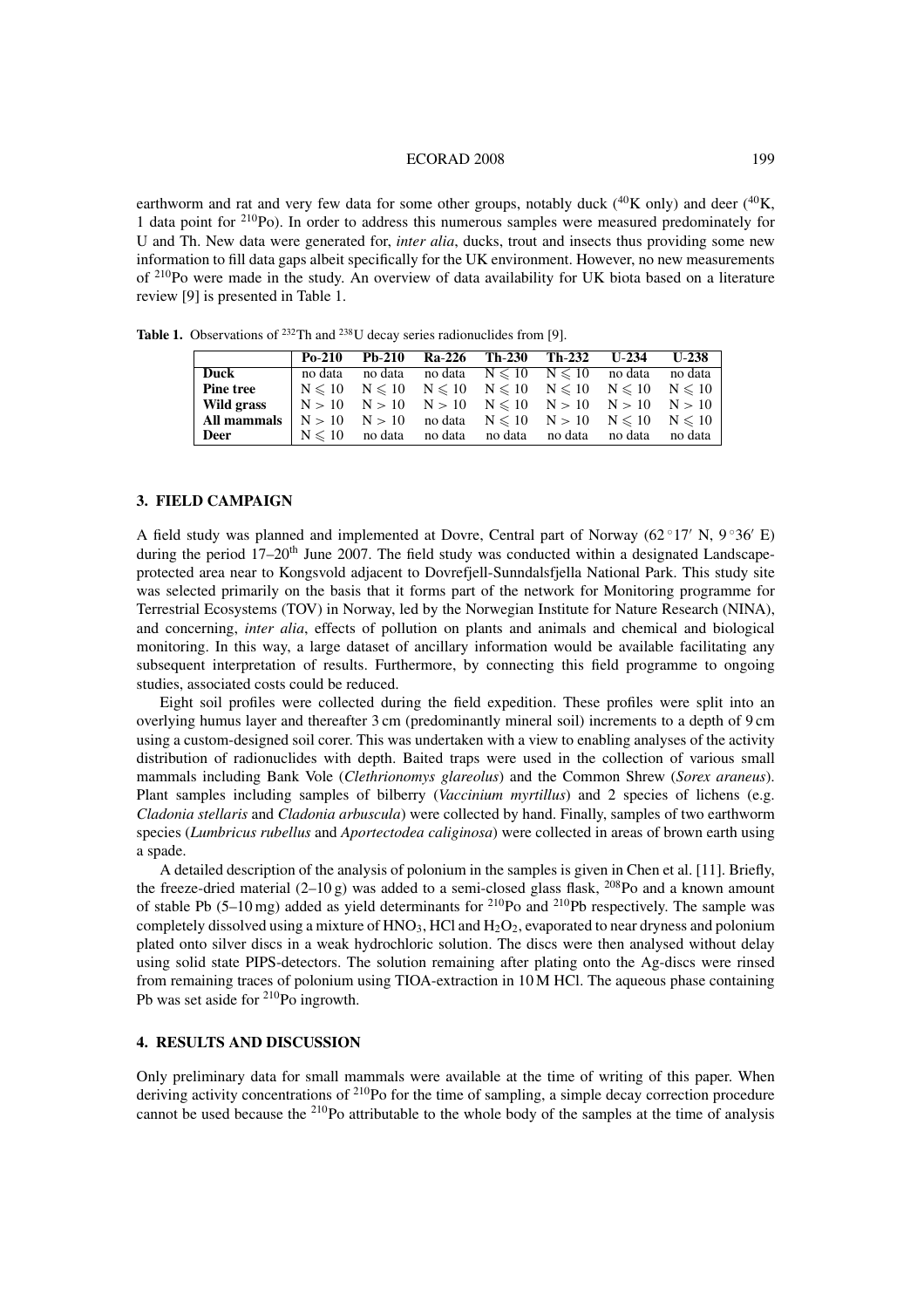earthworm and rat and very few data for some other groups, notably duck ($^{40}K$ only) and deer ($^{40}K$, 1 data point for $^{210}Po$). In order to address this numerous samples were measured predominately for U and Th. New data were generated for, *inter alia*, ducks, trout and insects thus providing some new information to fill data gaps albeit specifically for the UK environment. However, no new measurements of $^{210}Po$ were made in the study. An overview of data availability for UK biota based on a literature review [9] is presented in Table 1.

**Table 1.** Observations of $^{232}Th$ and $^{238}U$ decay series radionuclides from [9].

| | Po-210 | Pb-210 | Ra-226 | Th-230 | Th-232 | U-234 | U-238 |
|---|---|---|---|---|---|---|---|
| **Duck** | no data | no data | no data | $N \leqslant 10$ | $N \leqslant 10$ | no data | no data |
| **Pine tree** | $N \leqslant 10$ | $N \leqslant 10$ | $N \leqslant 10$ | $N \leqslant 10$ | $N \leqslant 10$ | $N \leqslant 10$ | $N \leqslant 10$ |
| **Wild grass** | $N > 10$ | $N > 10$ | $N > 10$ | $N \leqslant 10$ | $N > 10$ | $N > 10$ | $N > 10$ |
| **All mammals** | $N > 10$ | $N > 10$ | no data | $N \leqslant 10$ | $N > 10$ | $N \leqslant 10$ | $N \leqslant 10$ |
| **Deer** | $N \leqslant 10$ | no data | no data | no data | no data | no data | no data |

## 3. FIELD CAMPAIGN

A field study was planned and implemented at Dovre, Central part of Norway (62°17′ N, 9°36′ E) during the period 17–20th June 2007. The field study was conducted within a designated Landscape-protected area near to Kongsvold adjacent to Dovrefjell-Sunndalsfjella National Park. This study site was selected primarily on the basis that it forms part of the network for Monitoring programme for Terrestrial Ecosystems (TOV) in Norway, led by the Norwegian Institute for Nature Research (NINA), and concerning, *inter alia*, effects of pollution on plants and animals and chemical and biological monitoring. In this way, a large dataset of ancillary information would be available facilitating any subsequent interpretation of results. Furthermore, by connecting this field programme to ongoing studies, associated costs could be reduced.

Eight soil profiles were collected during the field expedition. These profiles were split into an overlying humus layer and thereafter 3 cm (predominantly mineral soil) increments to a depth of 9 cm using a custom-designed soil corer. This was undertaken with a view to enabling analyses of the activity distribution of radionuclides with depth. Baited traps were used in the collection of various small mammals including Bank Vole (*Clethrionomys glareolus*) and the Common Shrew (*Sorex araneus*). Plant samples including samples of bilberry (*Vaccinium myrtillus*) and 2 species of lichens (e.g. *Cladonia stellaris* and *Cladonia arbuscula*) were collected by hand. Finally, samples of two earthworm species (*Lumbricus rubellus* and *Aportectodea caliginosa*) were collected in areas of brown earth using a spade.

A detailed description of the analysis of polonium in the samples is given in Chen et al. [11]. Briefly, the freeze-dried material (2–10 g) was added to a semi-closed glass flask, $^{208}Po$ and a known amount of stable Pb (5–10 mg) added as yield determinants for $^{210}Po$ and $^{210}Pb$ respectively. The sample was completely dissolved using a mixture of $HNO_3$, HCl and $H_2O_2$, evaporated to near dryness and polonium plated onto silver discs in a weak hydrochloric solution. The discs were then analysed without delay using solid state PIPS-detectors. The solution remaining after plating onto the Ag-discs were rinsed from remaining traces of polonium using TIOA-extraction in 10 M HCl. The aqueous phase containing Pb was set aside for $^{210}Po$ ingrowth.

## 4. RESULTS AND DISCUSSION

Only preliminary data for small mammals were available at the time of writing of this paper. When deriving activity concentrations of $^{210}Po$ for the time of sampling, a simple decay correction procedure cannot be used because the $^{210}Po$ attributable to the whole body of the samples at the time of analysis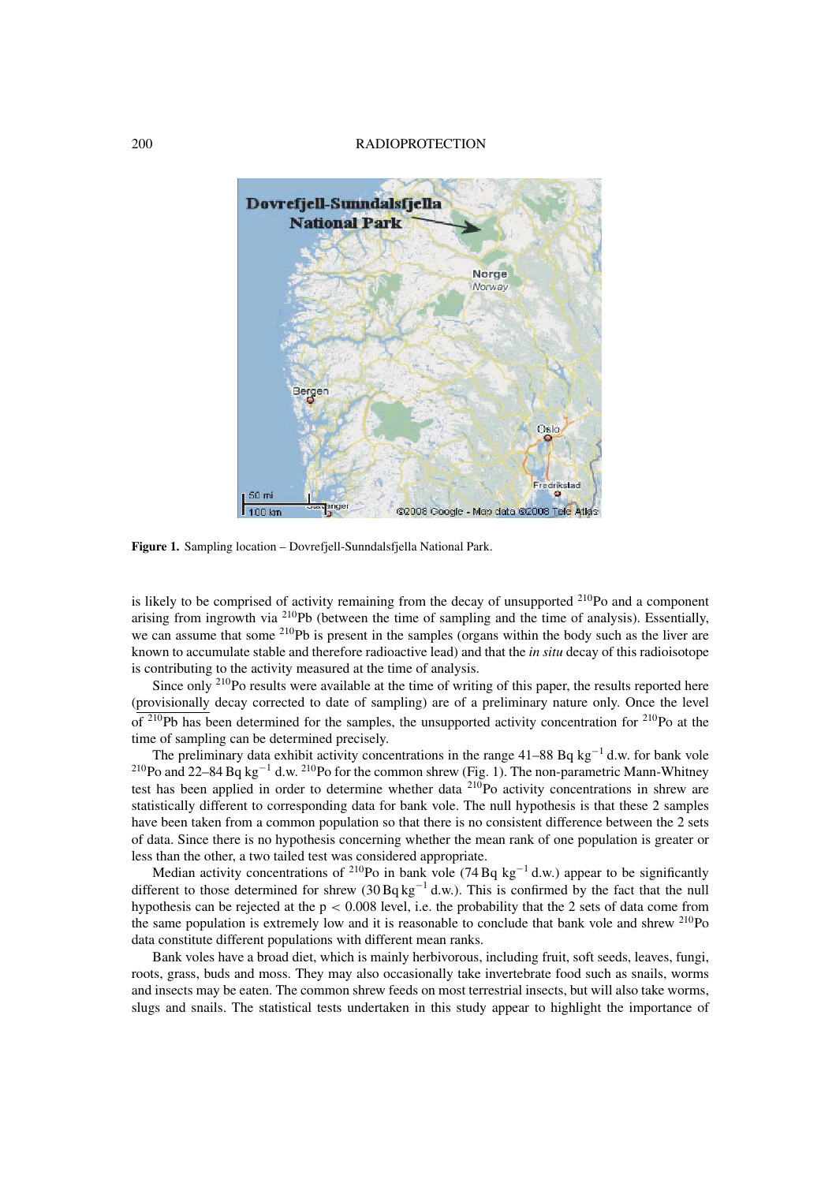Figure 1. Sampling location – Dovrefjell-Sunndalsfjella National Park.

is likely to be comprised of activity remaining from the decay of unsupported $^{210}$Po and a component arising from ingrowth via $^{210}$Pb (between the time of sampling and the time of analysis). Essentially, we can assume that some $^{210}$Pb is present in the samples (organs within the body such as the liver are known to accumulate stable and therefore radioactive lead) and that the *in situ* decay of this radioisotope is contributing to the activity measured at the time of analysis.

Since only $^{210}$Po results were available at the time of writing of this paper, the results reported here (provisionally decay corrected to date of sampling) are of a preliminary nature only. Once the level of $^{210}$Pb has been determined for the samples, the unsupported activity concentration for $^{210}$Po at the time of sampling can be determined precisely.

The preliminary data exhibit activity concentrations in the range 41–88 Bq kg$^{-1}$ d.w. for bank vole $^{210}$Po and 22–84 Bq kg$^{-1}$ d.w. $^{210}$Po for the common shrew (Fig. 1). The non-parametric Mann-Whitney test has been applied in order to determine whether data $^{210}$Po activity concentrations in shrew are statistically different to corresponding data for bank vole. The null hypothesis is that these 2 samples have been taken from a common population so that there is no consistent difference between the 2 sets of data. Since there is no hypothesis concerning whether the mean rank of one population is greater or less than the other, a two tailed test was considered appropriate.

Median activity concentrations of $^{210}$Po in bank vole (74 Bq kg$^{-1}$ d.w.) appear to be significantly different to those determined for shrew (30 Bq kg$^{-1}$ d.w.). This is confirmed by the fact that the null hypothesis can be rejected at the $p < 0.008$ level, i.e. the probability that the 2 sets of data come from the same population is extremely low and it is reasonable to conclude that bank vole and shrew $^{210}$Po data constitute different populations with different mean ranks.

Bank voles have a broad diet, which is mainly herbivorous, including fruit, soft seeds, leaves, fungi, roots, grass, buds and moss. They may also occasionally take invertebrate food such as snails, worms and insects may be eaten. The common shrew feeds on most terrestrial insects, but will also take worms, slugs and snails. The statistical tests undertaken in this study appear to highlight the importance of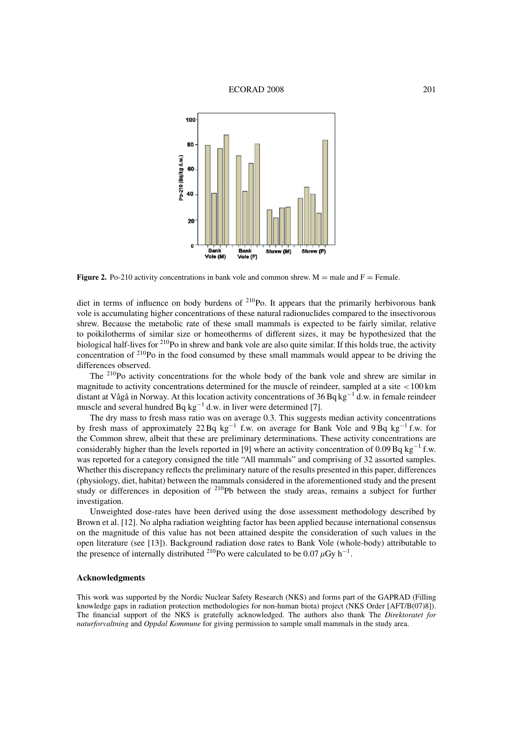Figure 2. Po-210 activity concentrations in bank vole and common shrew. M = male and F = Female.

diet in terms of influence on body burdens of $^{210}$Po. It appears that the primarily herbivorous bank vole is accumulating higher concentrations of these natural radionuclides compared to the insectivorous shrew. Because the metabolic rate of these small mammals is expected to be fairly similar, relative to poikilotherms of similar size or homeotherms of different sizes, it may be hypothesized that the biological half-lives for $^{210}$Po in shrew and bank vole are also quite similar. If this holds true, the activity concentration of $^{210}$Po in the food consumed by these small mammals would appear to be driving the differences observed.

The $^{210}$Po activity concentrations for the whole body of the bank vole and shrew are similar in magnitude to activity concentrations determined for the muscle of reindeer, sampled at a site $<100$ km distant at Vågå in Norway. At this location activity concentrations of 36 Bq $kg^{-1}$ d.w. in female reindeer muscle and several hundred Bq $kg^{-1}$ d.w. in liver were determined [7].

The dry mass to fresh mass ratio was on average 0.3. This suggests median activity concentrations by fresh mass of approximately 22 Bq $kg^{-1}$ f.w. on average for Bank Vole and 9 Bq $kg^{-1}$ f.w. for the Common shrew, albeit that these are preliminary determinations. These activity concentrations are considerably higher than the levels reported in [9] where an activity concentration of 0.09 Bq $kg^{-1}$ f.w. was reported for a category consigned the title "All mammals" and comprising of 32 assorted samples. Whether this discrepancy reflects the preliminary nature of the results presented in this paper, differences (physiology, diet, habitat) between the mammals considered in the aforementioned study and the present study or differences in deposition of $^{210}$Pb between the study areas, remains a subject for further investigation.

Unweighted dose-rates have been derived using the dose assessment methodology described by Brown et al. [12]. No alpha radiation weighting factor has been applied because international consensus on the magnitude of this value has not been attained despite the consideration of such values in the open literature (see [13]). Background radiation dose rates to Bank Vole (whole-body) attributable to the presence of internally distributed $^{210}$Po were calculated to be 0.07 $\mu$Gy $h^{-1}$.

### Acknowledgments

This work was supported by the Nordic Nuclear Safety Research (NKS) and forms part of the GAPRAD (Filling knowledge gaps in radiation protection methodologies for non-human biota) project (NKS Order [AFT/B(07)8]). The financial support of the NKS is gratefully acknowledged. The authors also thank The *Direktoratet for naturforvaltning* and *Oppdal Kommune* for giving permission to sample small mammals in the study area.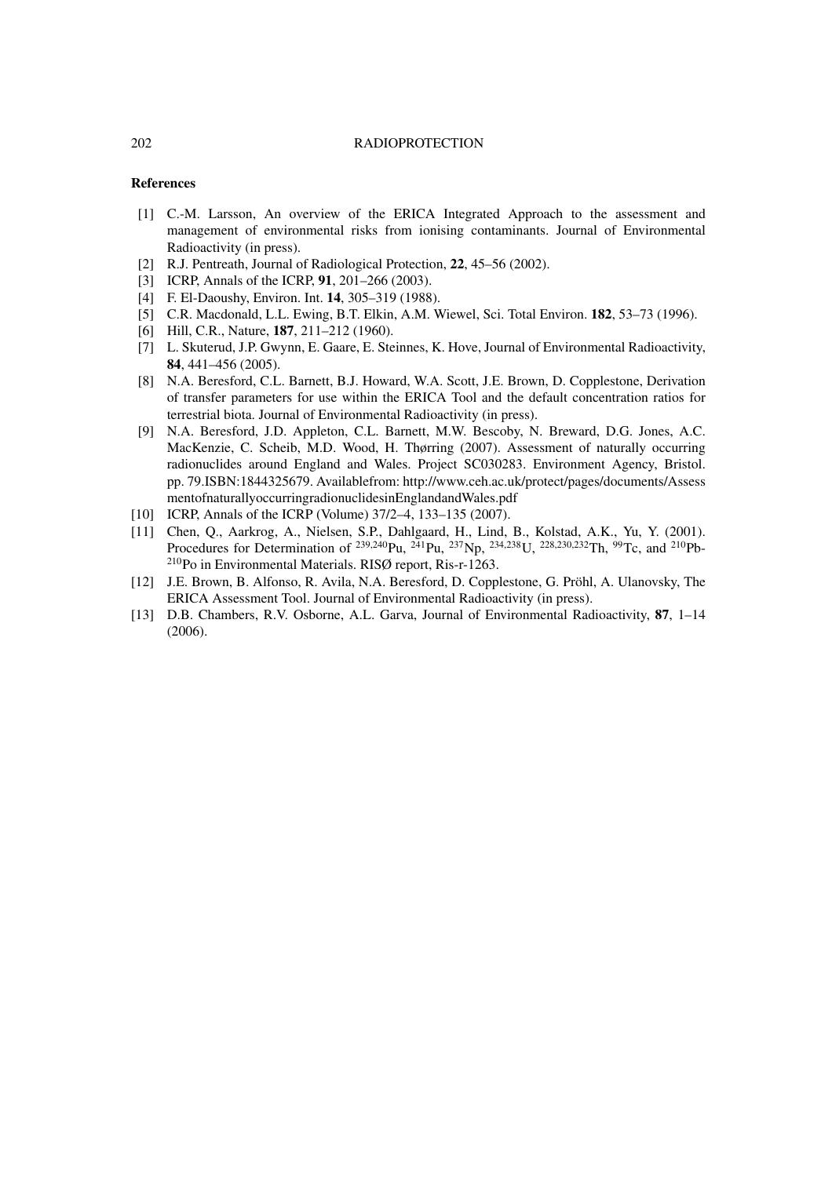**References**

[1] C.-M. Larsson, An overview of the ERICA Integrated Approach to the assessment and management of environmental risks from ionising contaminants. Journal of Environmental Radioactivity (in press).

[2] R.J. Pentreath, Journal of Radiological Protection, **22**, 45–56 (2002).

[3] ICRP, Annals of the ICRP, **91**, 201–266 (2003).

[4] F. El-Daoushy, Environ. Int. **14**, 305–319 (1988).

[5] C.R. Macdonald, L.L. Ewing, B.T. Elkin, A.M. Wiewel, Sci. Total Environ. **182**, 53–73 (1996).

[6] Hill, C.R., Nature, **187**, 211–212 (1960).

[7] L. Skuterud, J.P. Gwynn, E. Gaare, E. Steinnes, K. Hove, Journal of Environmental Radioactivity, **84**, 441–456 (2005).

[8] N.A. Beresford, C.L. Barnett, B.J. Howard, W.A. Scott, J.E. Brown, D. Copplestone, Derivation of transfer parameters for use within the ERICA Tool and the default concentration ratios for terrestrial biota. Journal of Environmental Radioactivity (in press).

[9] N.A. Beresford, J.D. Appleton, C.L. Barnett, M.W. Bescoby, N. Breward, D.G. Jones, A.C. MacKenzie, C. Scheib, M.D. Wood, H. Thørring (2007). Assessment of naturally occurring radionuclides around England and Wales. Project SC030283. Environment Agency, Bristol. pp. 79.ISBN:1844325679. Availablefrom: http://www.ceh.ac.uk/protect/pages/documents/AssessmentofnaturallyoccurringradionuclidesinEnglandandWales.pdf

[10] ICRP, Annals of the ICRP (Volume) 37/2–4, 133–135 (2007).

[11] Chen, Q., Aarkrog, A., Nielsen, S.P., Dahlgaard, H., Lind, B., Kolstad, A.K., Yu, Y. (2001). Procedures for Determination of $^{239,240}$Pu, $^{241}$Pu, $^{237}$Np, $^{234,238}$U, $^{228,230,232}$Th, $^{99}$Tc, and $^{210}$Pb-$^{210}$Po in Environmental Materials. RISØ report, Ris-r-1263.

[12] J.E. Brown, B. Alfonso, R. Avila, N.A. Beresford, D. Copplestone, G. Pröhl, A. Ulanovsky, The ERICA Assessment Tool. Journal of Environmental Radioactivity (in press).

[13] D.B. Chambers, R.V. Osborne, A.L. Garva, Journal of Environmental Radioactivity, **87**, 1–14 (2006).